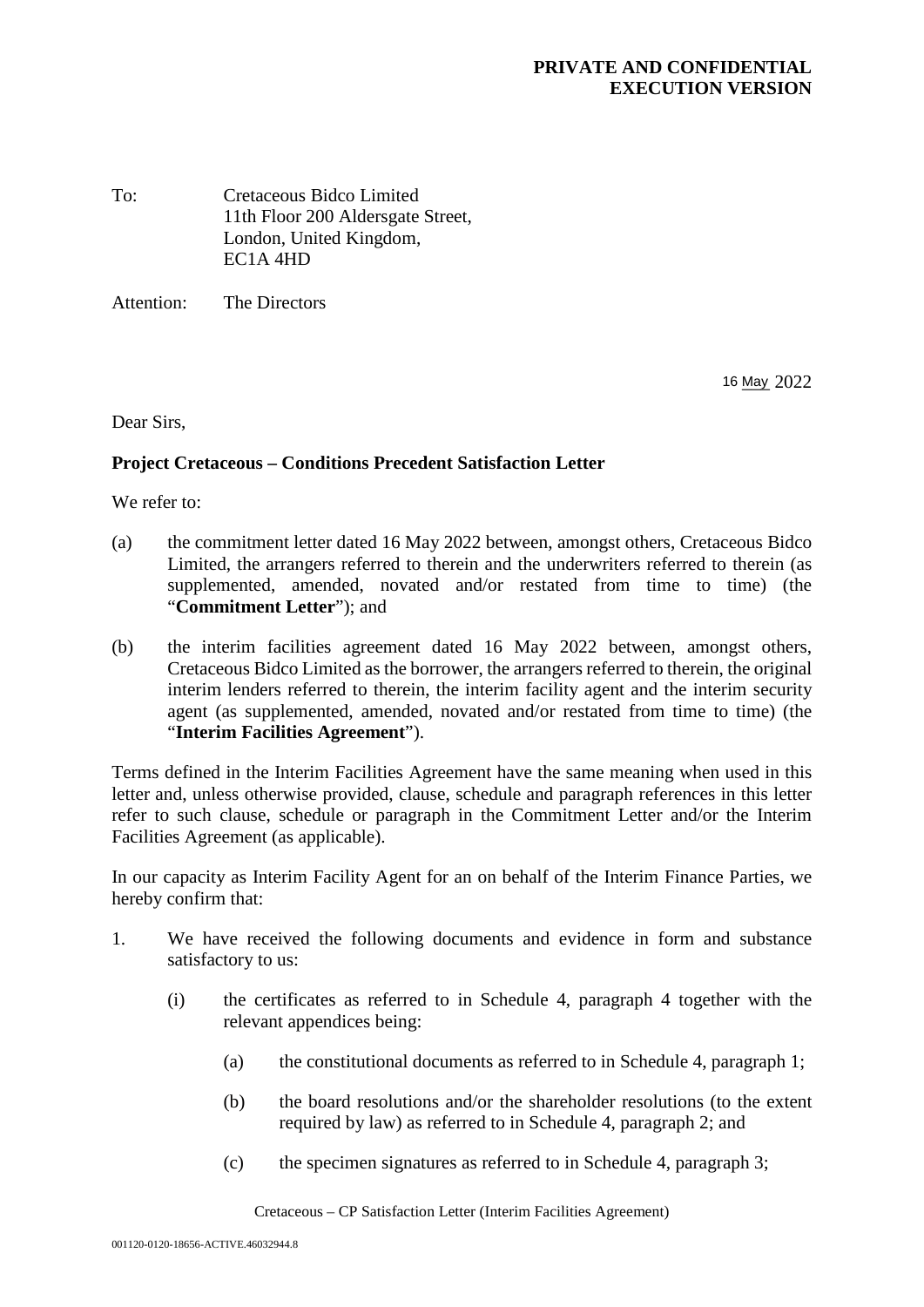**PRIVATE AND CONFIDENTIAL**
**EXECUTION VERSION**

To: Cretaceous Bidco Limited
11th Floor 200 Aldersgate Street,
London, United Kingdom,
EC1A 4HD

Attention: The Directors

16 May 2022

Dear Sirs,

**Project Cretaceous – Conditions Precedent Satisfaction Letter**

We refer to:

(a) the commitment letter dated 16 May 2022 between, amongst others, Cretaceous Bidco Limited, the arrangers referred to therein and the underwriters referred to therein (as supplemented, amended, novated and/or restated from time to time) (the "**Commitment Letter**"); and

(b) the interim facilities agreement dated 16 May 2022 between, amongst others, Cretaceous Bidco Limited as the borrower, the arrangers referred to therein, the original interim lenders referred to therein, the interim facility agent and the interim security agent (as supplemented, amended, novated and/or restated from time to time) (the "**Interim Facilities Agreement**").

Terms defined in the Interim Facilities Agreement have the same meaning when used in this letter and, unless otherwise provided, clause, schedule and paragraph references in this letter refer to such clause, schedule or paragraph in the Commitment Letter and/or the Interim Facilities Agreement (as applicable).

In our capacity as Interim Facility Agent for an on behalf of the Interim Finance Parties, we hereby confirm that:

1. We have received the following documents and evidence in form and substance satisfactory to us:

   (i) the certificates as referred to in Schedule 4, paragraph 4 together with the relevant appendices being:

      (a) the constitutional documents as referred to in Schedule 4, paragraph 1;

      (b) the board resolutions and/or the shareholder resolutions (to the extent required by law) as referred to in Schedule 4, paragraph 2; and

      (c) the specimen signatures as referred to in Schedule 4, paragraph 3;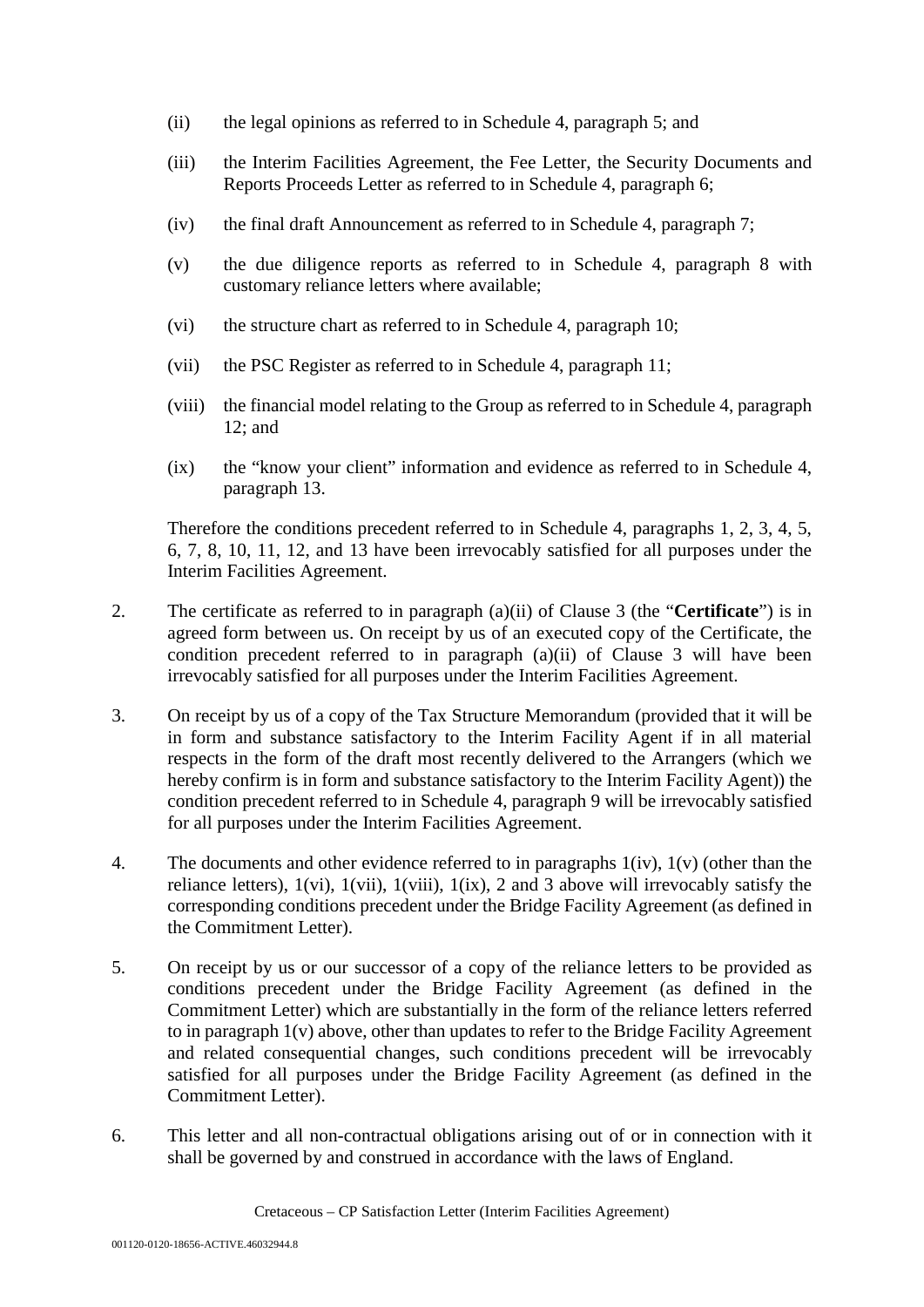(ii) the legal opinions as referred to in Schedule 4, paragraph 5; and

(iii) the Interim Facilities Agreement, the Fee Letter, the Security Documents and Reports Proceeds Letter as referred to in Schedule 4, paragraph 6;

(iv) the final draft Announcement as referred to in Schedule 4, paragraph 7;

(v) the due diligence reports as referred to in Schedule 4, paragraph 8 with customary reliance letters where available;

(vi) the structure chart as referred to in Schedule 4, paragraph 10;

(vii) the PSC Register as referred to in Schedule 4, paragraph 11;

(viii) the financial model relating to the Group as referred to in Schedule 4, paragraph 12; and

(ix) the "know your client" information and evidence as referred to in Schedule 4, paragraph 13.

Therefore the conditions precedent referred to in Schedule 4, paragraphs 1, 2, 3, 4, 5, 6, 7, 8, 10, 11, 12, and 13 have been irrevocably satisfied for all purposes under the Interim Facilities Agreement.

2. The certificate as referred to in paragraph (a)(ii) of Clause 3 (the "**Certificate**") is in agreed form between us. On receipt by us of an executed copy of the Certificate, the condition precedent referred to in paragraph (a)(ii) of Clause 3 will have been irrevocably satisfied for all purposes under the Interim Facilities Agreement.

3. On receipt by us of a copy of the Tax Structure Memorandum (provided that it will be in form and substance satisfactory to the Interim Facility Agent if in all material respects in the form of the draft most recently delivered to the Arrangers (which we hereby confirm is in form and substance satisfactory to the Interim Facility Agent)) the condition precedent referred to in Schedule 4, paragraph 9 will be irrevocably satisfied for all purposes under the Interim Facilities Agreement.

4. The documents and other evidence referred to in paragraphs 1(iv), 1(v) (other than the reliance letters), 1(vi), 1(vii), 1(viii), 1(ix), 2 and 3 above will irrevocably satisfy the corresponding conditions precedent under the Bridge Facility Agreement (as defined in the Commitment Letter).

5. On receipt by us or our successor of a copy of the reliance letters to be provided as conditions precedent under the Bridge Facility Agreement (as defined in the Commitment Letter) which are substantially in the form of the reliance letters referred to in paragraph 1(v) above, other than updates to refer to the Bridge Facility Agreement and related consequential changes, such conditions precedent will be irrevocably satisfied for all purposes under the Bridge Facility Agreement (as defined in the Commitment Letter).

6. This letter and all non-contractual obligations arising out of or in connection with it shall be governed by and construed in accordance with the laws of England.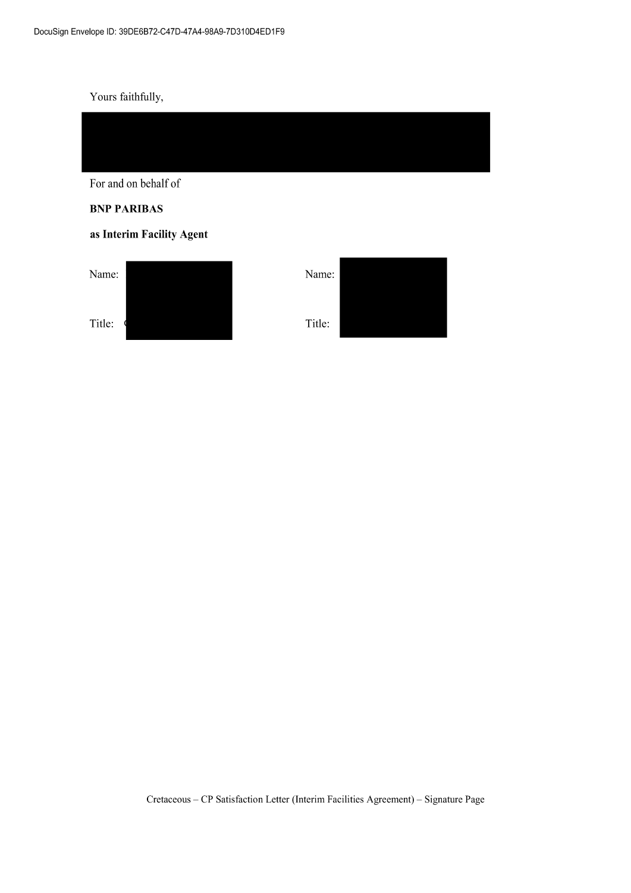Yours faithfully,

For and on behalf of

**BNP PARIBAS**

**as Interim Facility Agent**

Name: 

Title: 

Name: 

Title: 

Cretaceous – CP Satisfaction Letter (Interim Facilities Agreement) – Signature Page